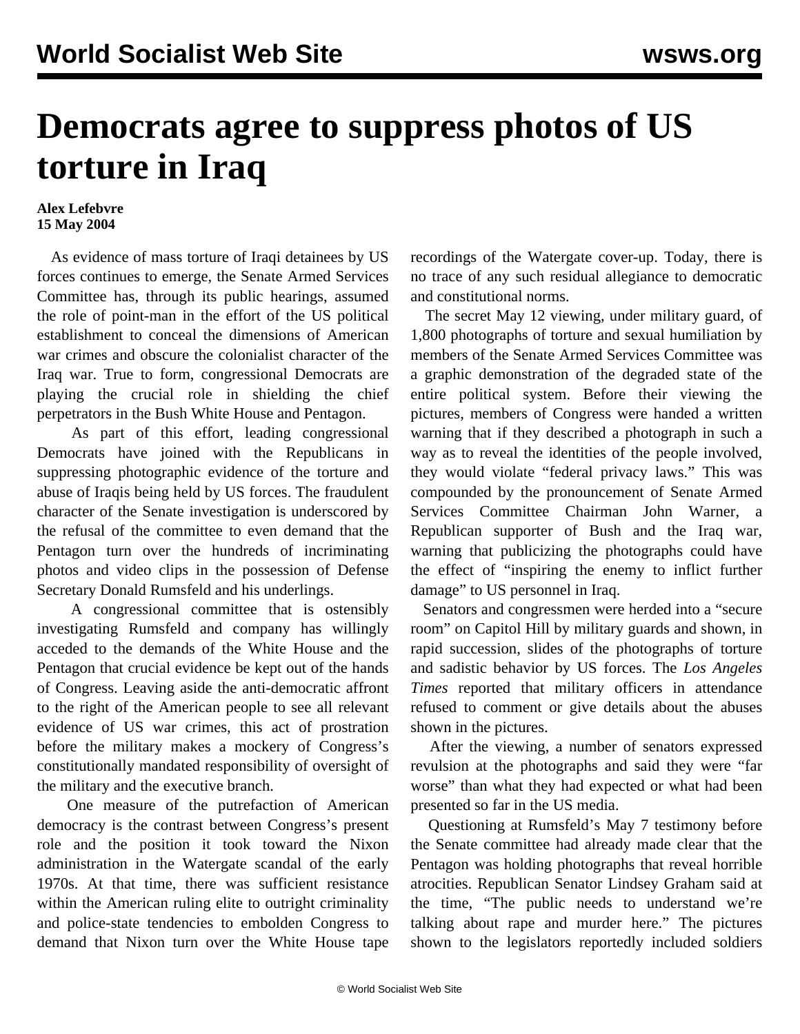# Democrats agree to suppress photos of US torture in Iraq

**Alex Lefebvre**
**15 May 2004**

As evidence of mass torture of Iraqi detainees by US forces continues to emerge, the Senate Armed Services Committee has, through its public hearings, assumed the role of point-man in the effort of the US political establishment to conceal the dimensions of American war crimes and obscure the colonialist character of the Iraq war. True to form, congressional Democrats are playing the crucial role in shielding the chief perpetrators in the Bush White House and Pentagon.

As part of this effort, leading congressional Democrats have joined with the Republicans in suppressing photographic evidence of the torture and abuse of Iraqis being held by US forces. The fraudulent character of the Senate investigation is underscored by the refusal of the committee to even demand that the Pentagon turn over the hundreds of incriminating photos and video clips in the possession of Defense Secretary Donald Rumsfeld and his underlings.

A congressional committee that is ostensibly investigating Rumsfeld and company has willingly acceded to the demands of the White House and the Pentagon that crucial evidence be kept out of the hands of Congress. Leaving aside the anti-democratic affront to the right of the American people to see all relevant evidence of US war crimes, this act of prostration before the military makes a mockery of Congress's constitutionally mandated responsibility of oversight of the military and the executive branch.

One measure of the putrefaction of American democracy is the contrast between Congress's present role and the position it took toward the Nixon administration in the Watergate scandal of the early 1970s. At that time, there was sufficient resistance within the American ruling elite to outright criminality and police-state tendencies to embolden Congress to demand that Nixon turn over the White House tape recordings of the Watergate cover-up. Today, there is no trace of any such residual allegiance to democratic and constitutional norms.

The secret May 12 viewing, under military guard, of 1,800 photographs of torture and sexual humiliation by members of the Senate Armed Services Committee was a graphic demonstration of the degraded state of the entire political system. Before their viewing the pictures, members of Congress were handed a written warning that if they described a photograph in such a way as to reveal the identities of the people involved, they would violate "federal privacy laws." This was compounded by the pronouncement of Senate Armed Services Committee Chairman John Warner, a Republican supporter of Bush and the Iraq war, warning that publicizing the photographs could have the effect of "inspiring the enemy to inflict further damage" to US personnel in Iraq.

Senators and congressmen were herded into a "secure room" on Capitol Hill by military guards and shown, in rapid succession, slides of the photographs of torture and sadistic behavior by US forces. The *Los Angeles Times* reported that military officers in attendance refused to comment or give details about the abuses shown in the pictures.

After the viewing, a number of senators expressed revulsion at the photographs and said they were "far worse" than what they had expected or what had been presented so far in the US media.

Questioning at Rumsfeld's May 7 testimony before the Senate committee had already made clear that the Pentagon was holding photographs that reveal horrible atrocities. Republican Senator Lindsey Graham said at the time, "The public needs to understand we're talking about rape and murder here." The pictures shown to the legislators reportedly included soldiers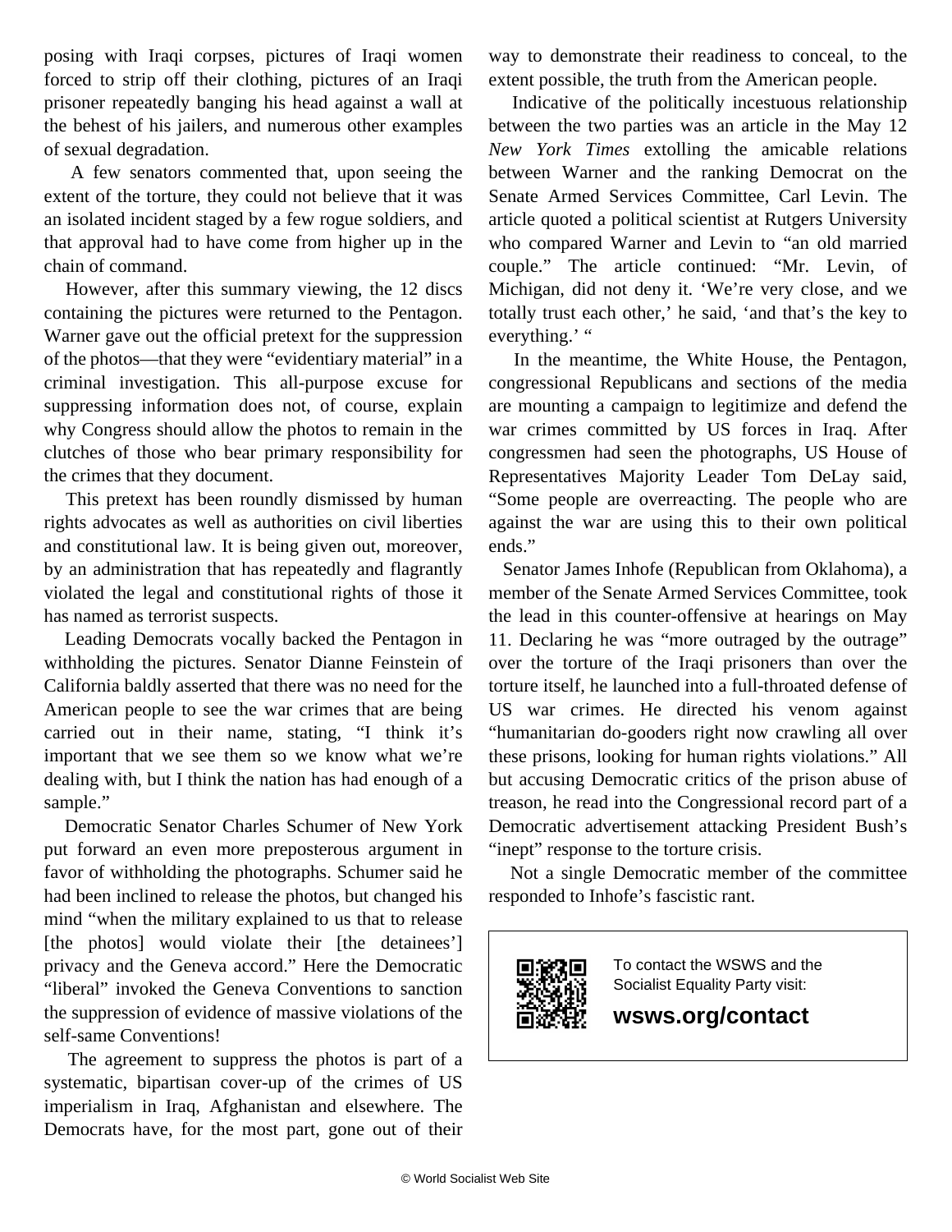posing with Iraqi corpses, pictures of Iraqi women forced to strip off their clothing, pictures of an Iraqi prisoner repeatedly banging his head against a wall at the behest of his jailers, and numerous other examples of sexual degradation.

A few senators commented that, upon seeing the extent of the torture, they could not believe that it was an isolated incident staged by a few rogue soldiers, and that approval had to have come from higher up in the chain of command.

However, after this summary viewing, the 12 discs containing the pictures were returned to the Pentagon. Warner gave out the official pretext for the suppression of the photos—that they were "evidentiary material" in a criminal investigation. This all-purpose excuse for suppressing information does not, of course, explain why Congress should allow the photos to remain in the clutches of those who bear primary responsibility for the crimes that they document.

This pretext has been roundly dismissed by human rights advocates as well as authorities on civil liberties and constitutional law. It is being given out, moreover, by an administration that has repeatedly and flagrantly violated the legal and constitutional rights of those it has named as terrorist suspects.

Leading Democrats vocally backed the Pentagon in withholding the pictures. Senator Dianne Feinstein of California baldly asserted that there was no need for the American people to see the war crimes that are being carried out in their name, stating, "I think it's important that we see them so we know what we're dealing with, but I think the nation has had enough of a sample."

Democratic Senator Charles Schumer of New York put forward an even more preposterous argument in favor of withholding the photographs. Schumer said he had been inclined to release the photos, but changed his mind "when the military explained to us that to release [the photos] would violate their [the detainees'] privacy and the Geneva accord." Here the Democratic "liberal" invoked the Geneva Conventions to sanction the suppression of evidence of massive violations of the self-same Conventions!

The agreement to suppress the photos is part of a systematic, bipartisan cover-up of the crimes of US imperialism in Iraq, Afghanistan and elsewhere. The Democrats have, for the most part, gone out of their way to demonstrate their readiness to conceal, to the extent possible, the truth from the American people.

Indicative of the politically incestuous relationship between the two parties was an article in the May 12 *New York Times* extolling the amicable relations between Warner and the ranking Democrat on the Senate Armed Services Committee, Carl Levin. The article quoted a political scientist at Rutgers University who compared Warner and Levin to "an old married couple." The article continued: "Mr. Levin, of Michigan, did not deny it. 'We're very close, and we totally trust each other,' he said, 'and that's the key to everything.' "

In the meantime, the White House, the Pentagon, congressional Republicans and sections of the media are mounting a campaign to legitimize and defend the war crimes committed by US forces in Iraq. After congressmen had seen the photographs, US House of Representatives Majority Leader Tom DeLay said, "Some people are overreacting. The people who are against the war are using this to their own political ends."

Senator James Inhofe (Republican from Oklahoma), a member of the Senate Armed Services Committee, took the lead in this counter-offensive at hearings on May 11. Declaring he was "more outraged by the outrage" over the torture of the Iraqi prisoners than over the torture itself, he launched into a full-throated defense of US war crimes. He directed his venom against "humanitarian do-gooders right now crawling all over these prisons, looking for human rights violations." All but accusing Democratic critics of the prison abuse of treason, he read into the Congressional record part of a Democratic advertisement attacking President Bush's "inept" response to the torture crisis.

Not a single Democratic member of the committee responded to Inhofe's fascistic rant.

To contact the WSWS and the Socialist Equality Party visit:

**wsws.org/contact**